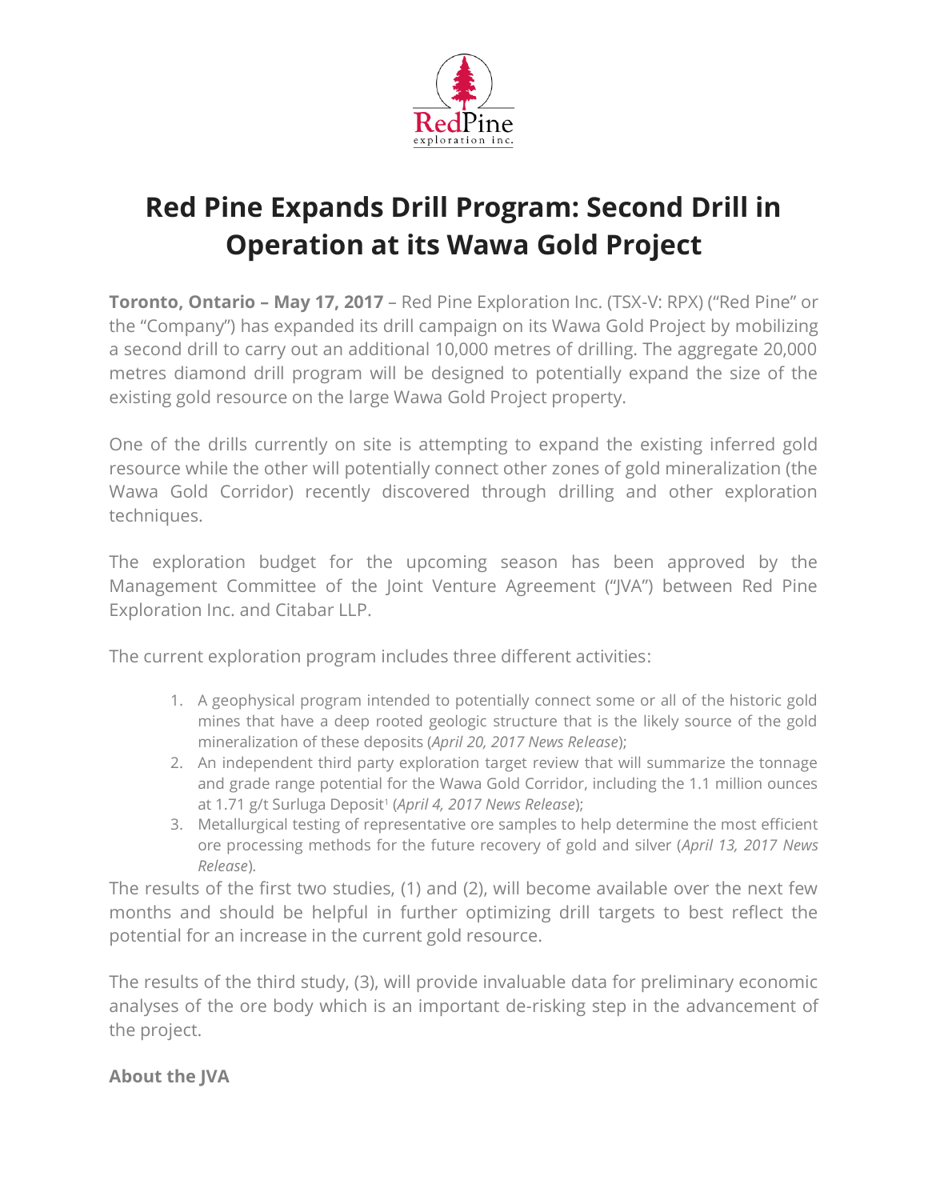# Red Pine Expands Drill Program: Second Drill in Operation at its Wawa Gold Project

**Toronto, Ontario – May 17, 2017** – Red Pine Exploration Inc. (TSX-V: RPX) ("Red Pine" or the "Company") has expanded its drill campaign on its Wawa Gold Project by mobilizing a second drill to carry out an additional 10,000 metres of drilling. The aggregate 20,000 metres diamond drill program will be designed to potentially expand the size of the existing gold resource on the large Wawa Gold Project property.

One of the drills currently on site is attempting to expand the existing inferred gold resource while the other will potentially connect other zones of gold mineralization (the Wawa Gold Corridor) recently discovered through drilling and other exploration techniques.

The exploration budget for the upcoming season has been approved by the Management Committee of the Joint Venture Agreement ("JVA") between Red Pine Exploration Inc. and Citabar LLP.

The current exploration program includes three different activities:

1. A geophysical program intended to potentially connect some or all of the historic gold mines that have a deep rooted geologic structure that is the likely source of the gold mineralization of these deposits (*April 20, 2017 News Release*);
2. An independent third party exploration target review that will summarize the tonnage and grade range potential for the Wawa Gold Corridor, including the 1.1 million ounces at 1.71 g/t Surluga Deposit[1] (*April 4, 2017 News Release*);
3. Metallurgical testing of representative ore samples to help determine the most efficient ore processing methods for the future recovery of gold and silver (*April 13, 2017 News Release*).

The results of the first two studies, (1) and (2), will become available over the next few months and should be helpful in further optimizing drill targets to best reflect the potential for an increase in the current gold resource.

The results of the third study, (3), will provide invaluable data for preliminary economic analyses of the ore body which is an important de-risking step in the advancement of the project.

**About the JVA**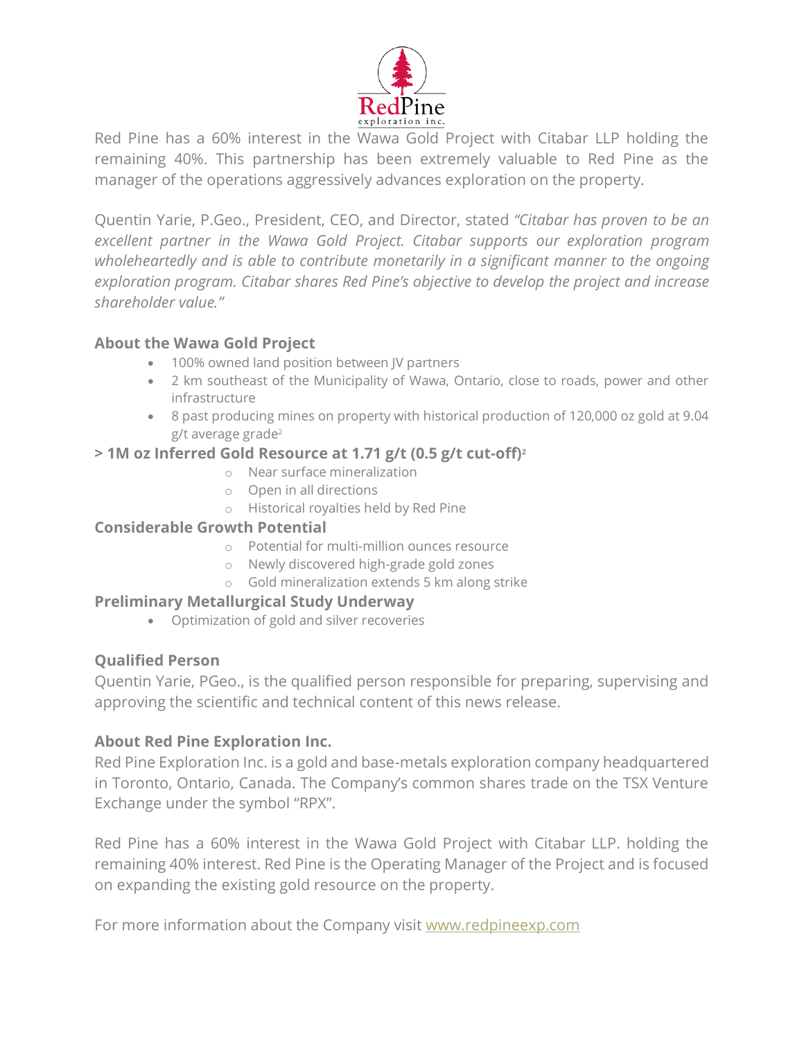Red Pine has a 60% interest in the Wawa Gold Project with Citabar LLP holding the remaining 40%. This partnership has been extremely valuable to Red Pine as the manager of the operations aggressively advances exploration on the property.

Quentin Yarie, P.Geo., President, CEO, and Director, stated *"Citabar has proven to be an excellent partner in the Wawa Gold Project. Citabar supports our exploration program wholeheartedly and is able to contribute monetarily in a significant manner to the ongoing exploration program. Citabar shares Red Pine's objective to develop the project and increase shareholder value."*

### About the Wawa Gold Project

- 100% owned land position between JV partners
- 2 km southeast of the Municipality of Wawa, Ontario, close to roads, power and other infrastructure
- 8 past producing mines on property with historical production of 120,000 oz gold at 9.04 g/t average grade[2]

### > 1M oz Inferred Gold Resource at 1.71 g/t (0.5 g/t cut-off)[2]

- Near surface mineralization
- Open in all directions
- Historical royalties held by Red Pine

### Considerable Growth Potential

- Potential for multi-million ounces resource
- Newly discovered high-grade gold zones
- Gold mineralization extends 5 km along strike

### Preliminary Metallurgical Study Underway

- Optimization of gold and silver recoveries

### Qualified Person

Quentin Yarie, PGeo., is the qualified person responsible for preparing, supervising and approving the scientific and technical content of this news release.

### About Red Pine Exploration Inc.

Red Pine Exploration Inc. is a gold and base-metals exploration company headquartered in Toronto, Ontario, Canada. The Company's common shares trade on the TSX Venture Exchange under the symbol "RPX".

Red Pine has a 60% interest in the Wawa Gold Project with Citabar LLP. holding the remaining 40% interest. Red Pine is the Operating Manager of the Project and is focused on expanding the existing gold resource on the property.

For more information about the Company visit [www.redpineexp.com](www.redpineexp.com)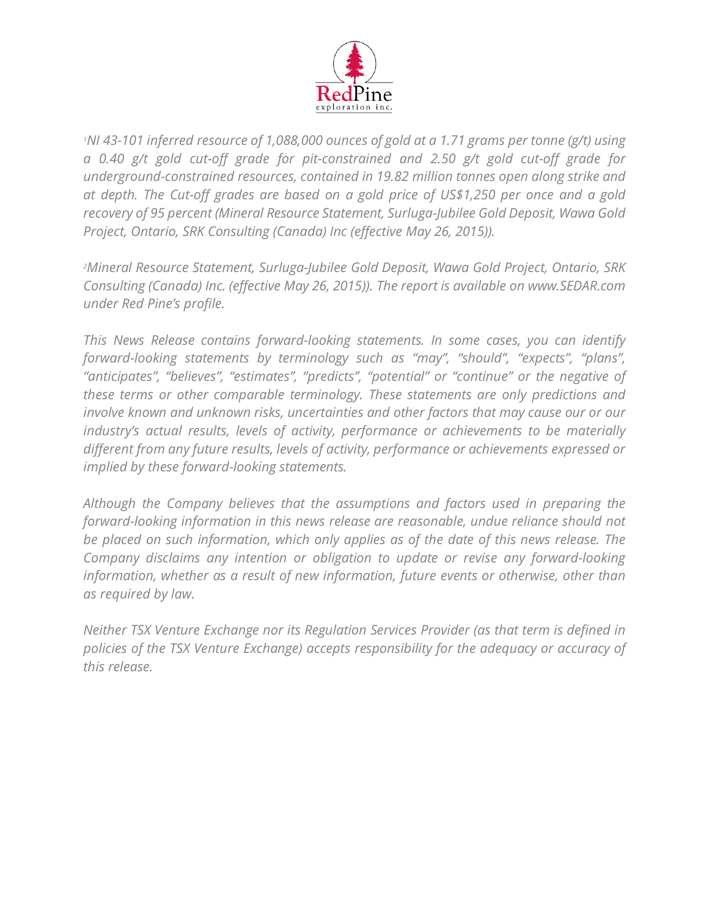*[1]NI 43-101 inferred resource of 1,088,000 ounces of gold at a 1.71 grams per tonne (g/t) using a 0.40 g/t gold cut-off grade for pit-constrained and 2.50 g/t gold cut-off grade for underground-constrained resources, contained in 19.82 million tonnes open along strike and at depth. The Cut-off grades are based on a gold price of US$1,250 per once and a gold recovery of 95 percent (Mineral Resource Statement, Surluga-Jubilee Gold Deposit, Wawa Gold Project, Ontario, SRK Consulting (Canada) Inc (effective May 26, 2015)).*

*[2]Mineral Resource Statement, Surluga-Jubilee Gold Deposit, Wawa Gold Project, Ontario, SRK Consulting (Canada) Inc. (effective May 26, 2015)). The report is available on www.SEDAR.com under Red Pine's profile.*

*This News Release contains forward-looking statements. In some cases, you can identify forward-looking statements by terminology such as "may", "should", "expects", "plans", "anticipates", "believes", "estimates", "predicts", "potential" or "continue" or the negative of these terms or other comparable terminology. These statements are only predictions and involve known and unknown risks, uncertainties and other factors that may cause our or our industry's actual results, levels of activity, performance or achievements to be materially different from any future results, levels of activity, performance or achievements expressed or implied by these forward-looking statements.*

*Although the Company believes that the assumptions and factors used in preparing the forward-looking information in this news release are reasonable, undue reliance should not be placed on such information, which only applies as of the date of this news release. The Company disclaims any intention or obligation to update or revise any forward-looking information, whether as a result of new information, future events or otherwise, other than as required by law.*

*Neither TSX Venture Exchange nor its Regulation Services Provider (as that term is defined in policies of the TSX Venture Exchange) accepts responsibility for the adequacy or accuracy of this release.*